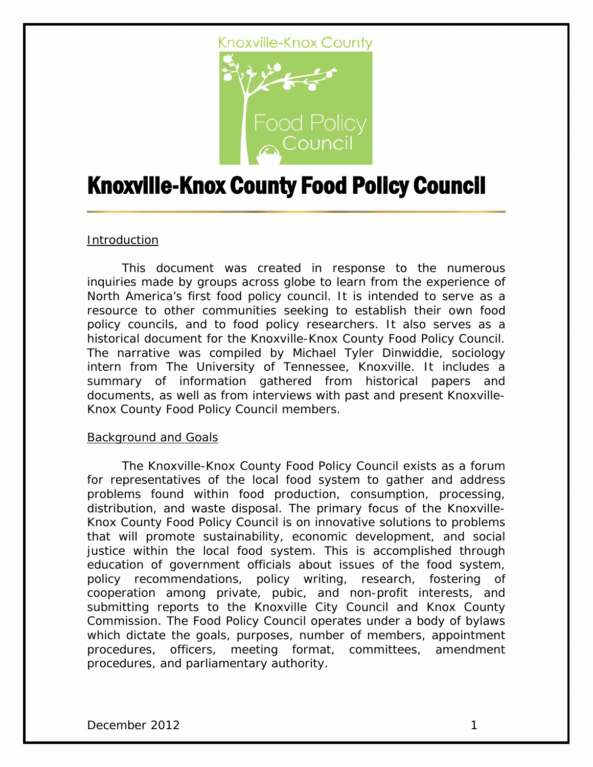# Knoxville-Knox County Food Policy Council

## Introduction

This document was created in response to the numerous inquiries made by groups across globe to learn from the experience of North America's first food policy council. It is intended to serve as a resource to other communities seeking to establish their own food policy councils, and to food policy researchers. It also serves as a historical document for the Knoxville-Knox County Food Policy Council. The narrative was compiled by Michael Tyler Dinwiddie, sociology intern from The University of Tennessee, Knoxville. It includes a summary of information gathered from historical papers and documents, as well as from interviews with past and present Knoxville-Knox County Food Policy Council members.

## Background and Goals

The Knoxville-Knox County Food Policy Council exists as a forum for representatives of the local food system to gather and address problems found within food production, consumption, processing, distribution, and waste disposal. The primary focus of the Knoxville-Knox County Food Policy Council is on innovative solutions to problems that will promote sustainability, economic development, and social justice within the local food system. This is accomplished through education of government officials about issues of the food system, policy recommendations, policy writing, research, fostering of cooperation among private, pubic, and non-profit interests, and submitting reports to the Knoxville City Council and Knox County Commission. The Food Policy Council operates under a body of bylaws which dictate the goals, purposes, number of members, appointment procedures, officers, meeting format, committees, amendment procedures, and parliamentary authority.

December 2012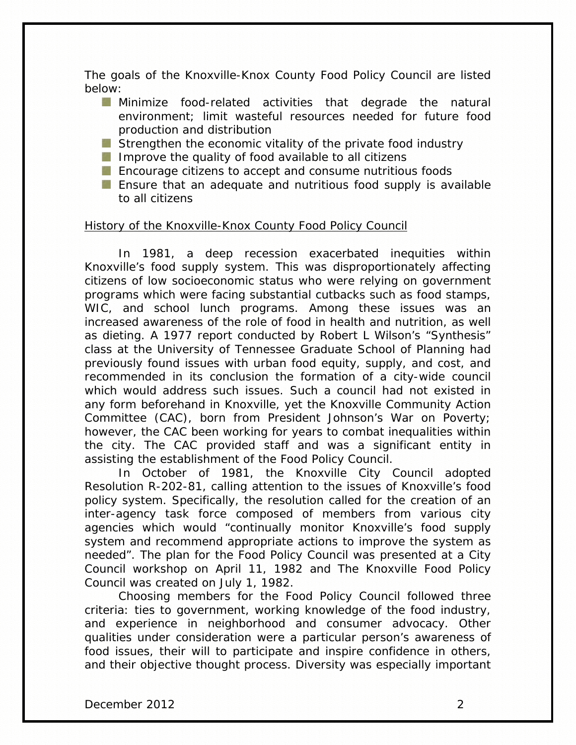The goals of the Knoxville-Knox County Food Policy Council are listed below:

- Minimize food-related activities that degrade the natural environment; limit wasteful resources needed for future food production and distribution
- Strengthen the economic vitality of the private food industry
- Improve the quality of food available to all citizens
- Encourage citizens to accept and consume nutritious foods
- Ensure that an adequate and nutritious food supply is available to all citizens

<u>History of the Knoxville-Knox County Food Policy Council</u>

In 1981, a deep recession exacerbated inequities within Knoxville's food supply system. This was disproportionately affecting citizens of low socioeconomic status who were relying on government programs which were facing substantial cutbacks such as food stamps, WIC, and school lunch programs. Among these issues was an increased awareness of the role of food in health and nutrition, as well as dieting. A 1977 report conducted by Robert L Wilson's "Synthesis" class at the University of Tennessee Graduate School of Planning had previously found issues with urban food equity, supply, and cost, and recommended in its conclusion the formation of a city-wide council which would address such issues. Such a council had not existed in any form beforehand in Knoxville, yet the Knoxville Community Action Committee (CAC), born from President Johnson's War on Poverty; however, the CAC been working for years to combat inequalities within the city. The CAC provided staff and was a significant entity in assisting the establishment of the Food Policy Council.

In October of 1981, the Knoxville City Council adopted Resolution R-202-81, calling attention to the issues of Knoxville's food policy system. Specifically, the resolution called for the creation of an inter-agency task force composed of members from various city agencies which would "continually monitor Knoxville's food supply system and recommend appropriate actions to improve the system as needed". The plan for the Food Policy Council was presented at a City Council workshop on April 11, 1982 and The Knoxville Food Policy Council was created on July 1, 1982.

Choosing members for the Food Policy Council followed three criteria: ties to government, working knowledge of the food industry, and experience in neighborhood and consumer advocacy. Other qualities under consideration were a particular person's awareness of food issues, their will to participate and inspire confidence in others, and their objective thought process. Diversity was especially important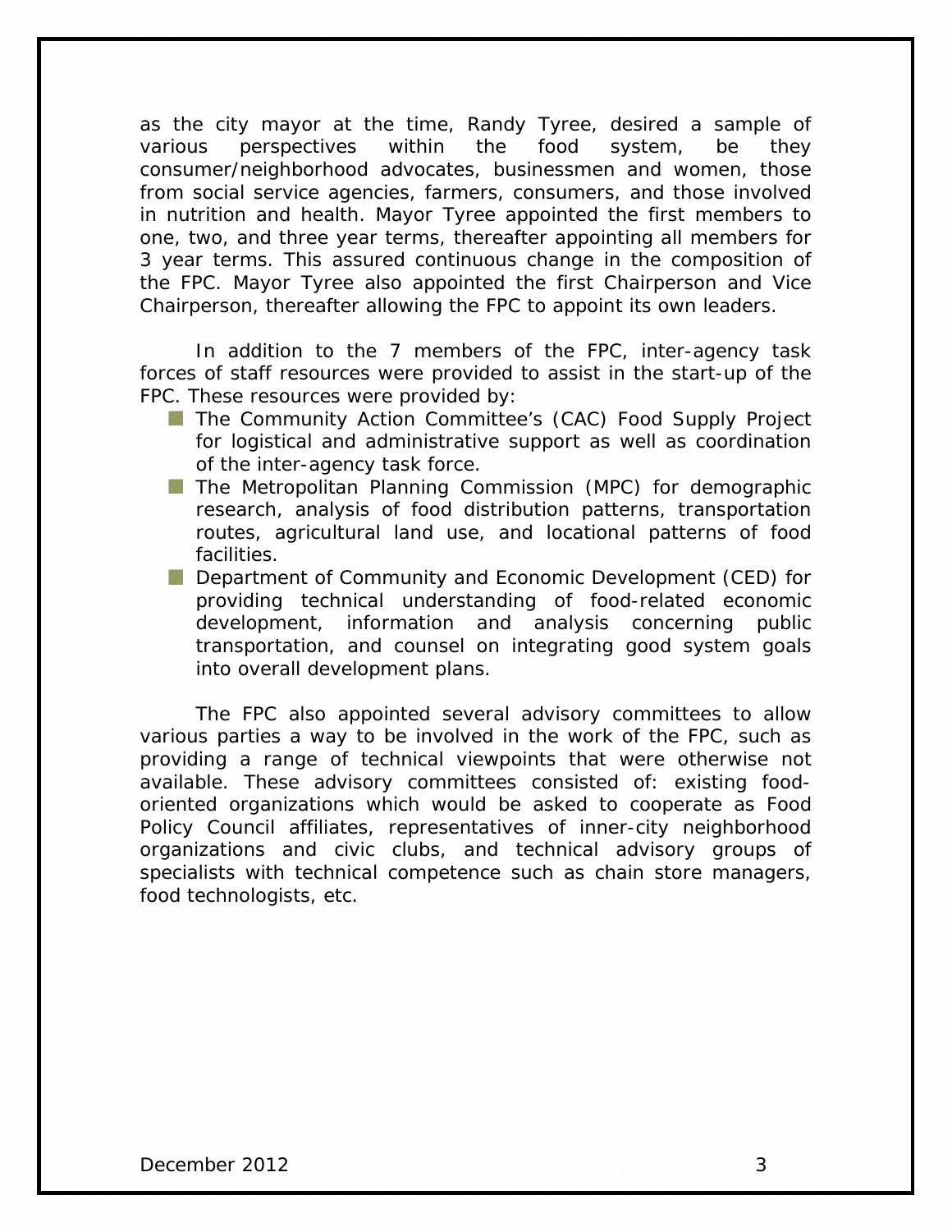as the city mayor at the time, Randy Tyree, desired a sample of various perspectives within the food system, be they consumer/neighborhood advocates, businessmen and women, those from social service agencies, farmers, consumers, and those involved in nutrition and health. Mayor Tyree appointed the first members to one, two, and three year terms, thereafter appointing all members for 3 year terms. This assured continuous change in the composition of the FPC. Mayor Tyree also appointed the first Chairperson and Vice Chairperson, thereafter allowing the FPC to appoint its own leaders.

In addition to the 7 members of the FPC, inter-agency task forces of staff resources were provided to assist in the start-up of the FPC. These resources were provided by:

- The Community Action Committee's (CAC) Food Supply Project for logistical and administrative support as well as coordination of the inter-agency task force.
- The Metropolitan Planning Commission (MPC) for demographic research, analysis of food distribution patterns, transportation routes, agricultural land use, and locational patterns of food facilities.
- Department of Community and Economic Development (CED) for providing technical understanding of food-related economic development, information and analysis concerning public transportation, and counsel on integrating good system goals into overall development plans.

The FPC also appointed several advisory committees to allow various parties a way to be involved in the work of the FPC, such as providing a range of technical viewpoints that were otherwise not available. These advisory committees consisted of: existing food-oriented organizations which would be asked to cooperate as Food Policy Council affiliates, representatives of inner-city neighborhood organizations and civic clubs, and technical advisory groups of specialists with technical competence such as chain store managers, food technologists, etc.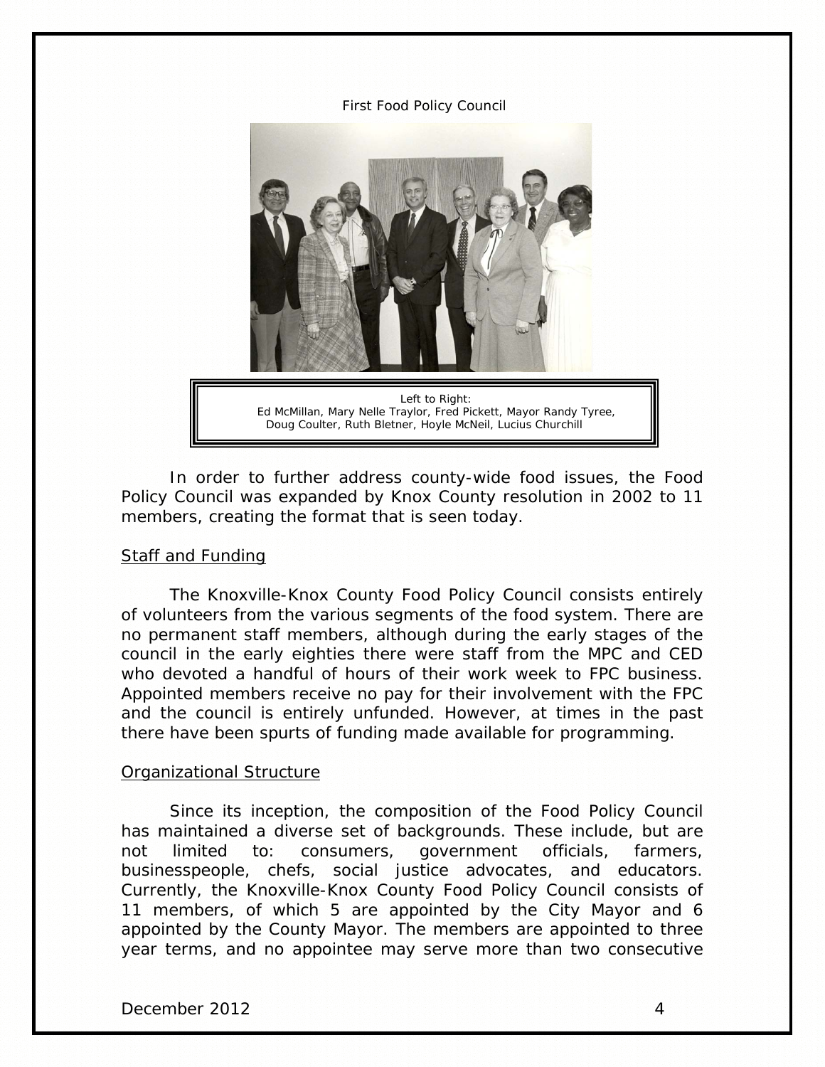First Food Policy Council

Left to Right:
Ed McMillan, Mary Nelle Traylor, Fred Pickett, Mayor Randy Tyree, Doug Coulter, Ruth Bletner, Hoyle McNeil, Lucius Churchill

In order to further address county-wide food issues, the Food Policy Council was expanded by Knox County resolution in 2002 to 11 members, creating the format that is seen today.

## Staff and Funding

The Knoxville-Knox County Food Policy Council consists entirely of volunteers from the various segments of the food system. There are no permanent staff members, although during the early stages of the council in the early eighties there were staff from the MPC and CED who devoted a handful of hours of their work week to FPC business. Appointed members receive no pay for their involvement with the FPC and the council is entirely unfunded. However, at times in the past there have been spurts of funding made available for programming.

## Organizational Structure

Since its inception, the composition of the Food Policy Council has maintained a diverse set of backgrounds. These include, but are not limited to: consumers, government officials, farmers, businesspeople, chefs, social justice advocates, and educators. Currently, the Knoxville-Knox County Food Policy Council consists of 11 members, of which 5 are appointed by the City Mayor and 6 appointed by the County Mayor. The members are appointed to three year terms, and no appointee may serve more than two consecutive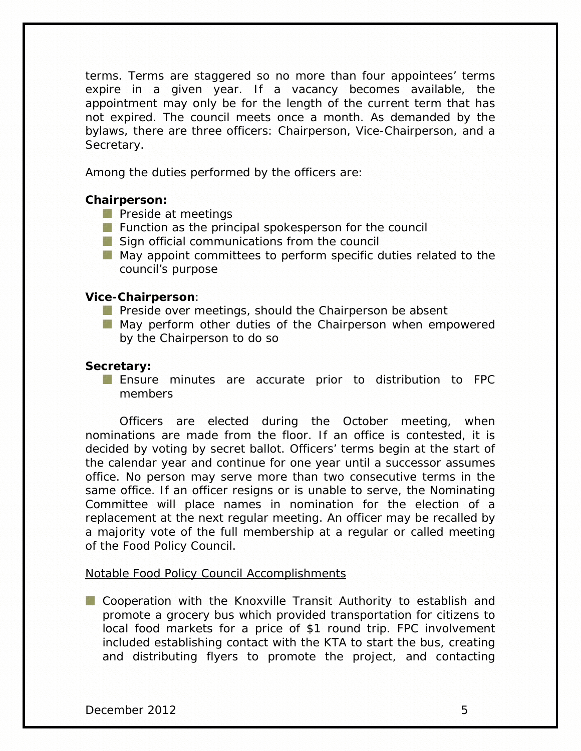terms. Terms are staggered so no more than four appointees' terms expire in a given year. If a vacancy becomes available, the appointment may only be for the length of the current term that has not expired. The council meets once a month. As demanded by the bylaws, there are three officers: Chairperson, Vice-Chairperson, and a Secretary.

Among the duties performed by the officers are:

**Chairperson:**

- Preside at meetings
- Function as the principal spokesperson for the council
- Sign official communications from the council
- May appoint committees to perform specific duties related to the council's purpose

**Vice-Chairperson**:

- Preside over meetings, should the Chairperson be absent
- May perform other duties of the Chairperson when empowered by the Chairperson to do so

**Secretary:**

- Ensure minutes are accurate prior to distribution to FPC members

Officers are elected during the October meeting, when nominations are made from the floor. If an office is contested, it is decided by voting by secret ballot. Officers' terms begin at the start of the calendar year and continue for one year until a successor assumes office. No person may serve more than two consecutive terms in the same office. If an officer resigns or is unable to serve, the Nominating Committee will place names in nomination for the election of a replacement at the next regular meeting. An officer may be recalled by a majority vote of the full membership at a regular or called meeting of the Food Policy Council.

<u>Notable Food Policy Council Accomplishments</u>

- Cooperation with the Knoxville Transit Authority to establish and promote a grocery bus which provided transportation for citizens to local food markets for a price of $1 round trip. FPC involvement included establishing contact with the KTA to start the bus, creating and distributing flyers to promote the project, and contacting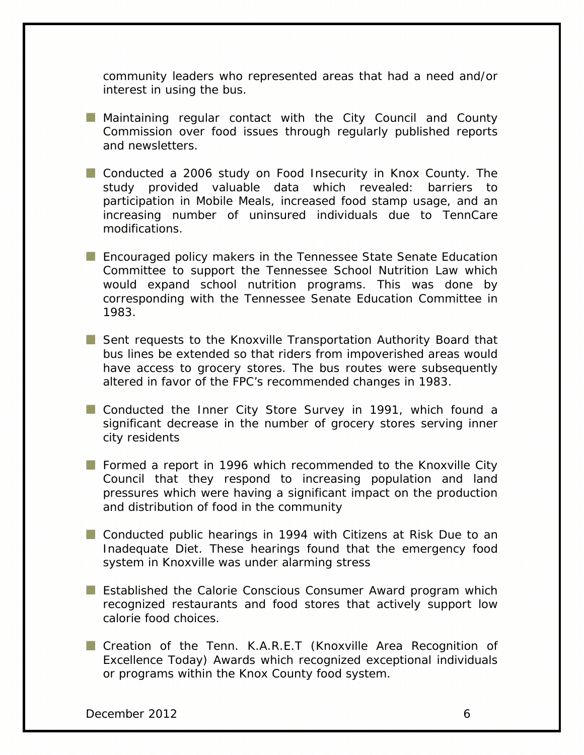community leaders who represented areas that had a need and/or interest in using the bus.

- Maintaining regular contact with the City Council and County Commission over food issues through regularly published reports and newsletters.

- Conducted a 2006 study on Food Insecurity in Knox County. The study provided valuable data which revealed: barriers to participation in Mobile Meals, increased food stamp usage, and an increasing number of uninsured individuals due to TennCare modifications.

- Encouraged policy makers in the Tennessee State Senate Education Committee to support the Tennessee School Nutrition Law which would expand school nutrition programs. This was done by corresponding with the Tennessee Senate Education Committee in 1983.

- Sent requests to the Knoxville Transportation Authority Board that bus lines be extended so that riders from impoverished areas would have access to grocery stores. The bus routes were subsequently altered in favor of the FPC's recommended changes in 1983.

- Conducted the Inner City Store Survey in 1991, which found a significant decrease in the number of grocery stores serving inner city residents

- Formed a report in 1996 which recommended to the Knoxville City Council that they respond to increasing population and land pressures which were having a significant impact on the production and distribution of food in the community

- Conducted public hearings in 1994 with Citizens at Risk Due to an Inadequate Diet. These hearings found that the emergency food system in Knoxville was under alarming stress

- Established the Calorie Conscious Consumer Award program which recognized restaurants and food stores that actively support low calorie food choices.

- Creation of the Tenn. K.A.R.E.T (Knoxville Area Recognition of Excellence Today) Awards which recognized exceptional individuals or programs within the Knox County food system.

December 2012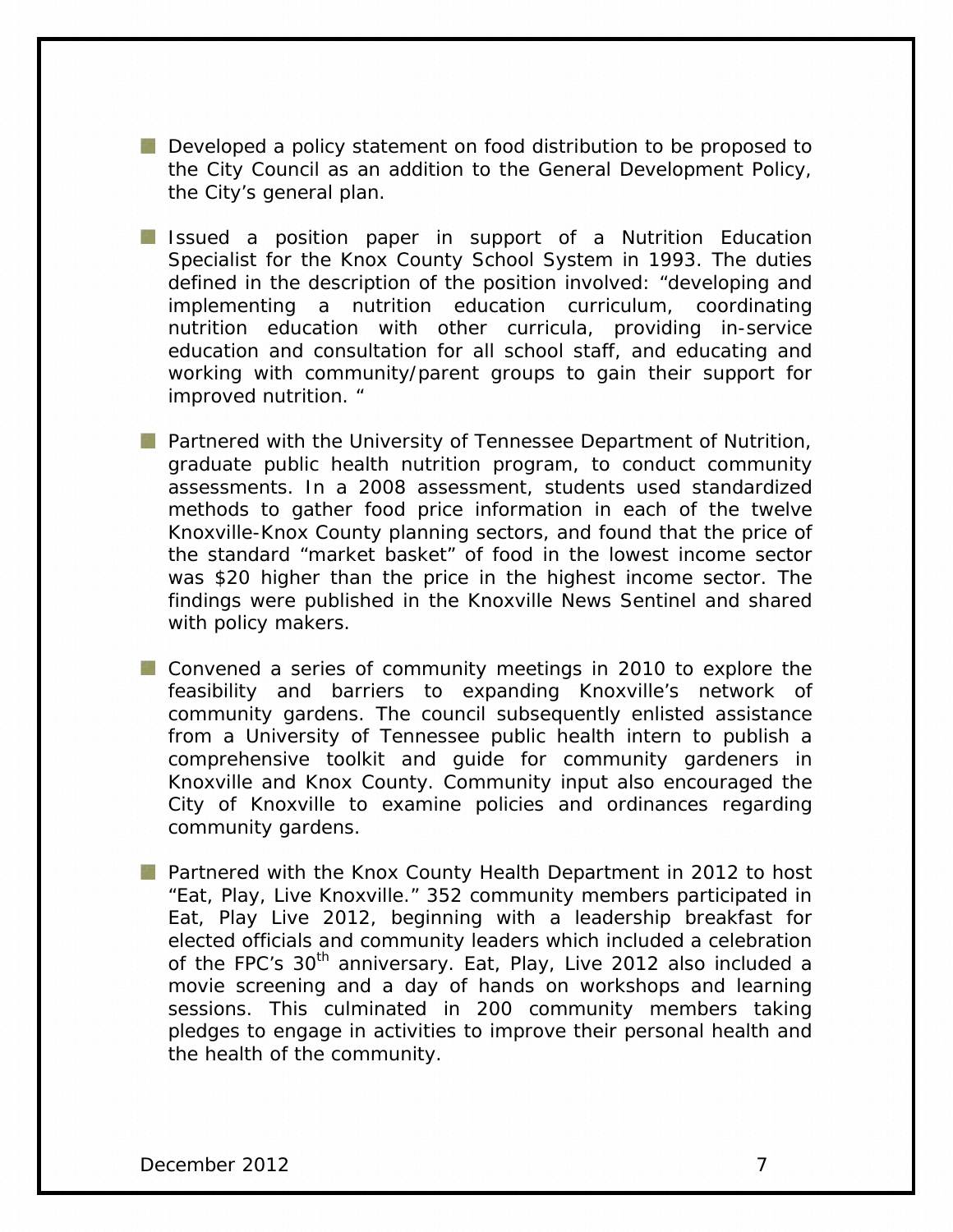- Developed a policy statement on food distribution to be proposed to the City Council as an addition to the General Development Policy, the City's general plan.

- Issued a position paper in support of a Nutrition Education Specialist for the Knox County School System in 1993. The duties defined in the description of the position involved: "developing and implementing a nutrition education curriculum, coordinating nutrition education with other curricula, providing in-service education and consultation for all school staff, and educating and working with community/parent groups to gain their support for improved nutrition. "

- Partnered with the University of Tennessee Department of Nutrition, graduate public health nutrition program, to conduct community assessments. In a 2008 assessment, students used standardized methods to gather food price information in each of the twelve Knoxville-Knox County planning sectors, and found that the price of the standard "market basket" of food in the lowest income sector was $20 higher than the price in the highest income sector. The findings were published in the Knoxville News Sentinel and shared with policy makers.

- Convened a series of community meetings in 2010 to explore the feasibility and barriers to expanding Knoxville's network of community gardens. The council subsequently enlisted assistance from a University of Tennessee public health intern to publish a comprehensive toolkit and guide for community gardeners in Knoxville and Knox County. Community input also encouraged the City of Knoxville to examine policies and ordinances regarding community gardens.

- Partnered with the Knox County Health Department in 2012 to host "Eat, Play, Live Knoxville." 352 community members participated in Eat, Play Live 2012, beginning with a leadership breakfast for elected officials and community leaders which included a celebration of the FPC's 30th anniversary. Eat, Play, Live 2012 also included a movie screening and a day of hands on workshops and learning sessions. This culminated in 200 community members taking pledges to engage in activities to improve their personal health and the health of the community.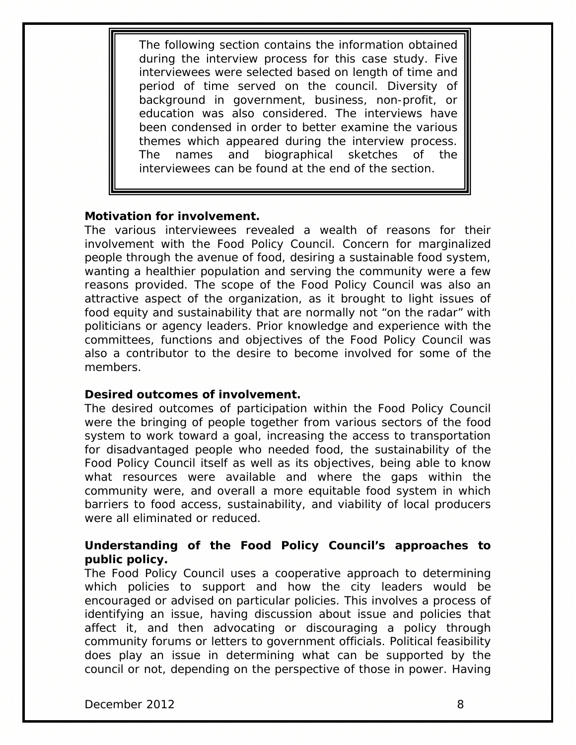> The following section contains the information obtained during the interview process for this case study. Five interviewees were selected based on length of time and period of time served on the council. Diversity of background in government, business, non-profit, or education was also considered. The interviews have been condensed in order to better examine the various themes which appeared during the interview process. The names and biographical sketches of the interviewees can be found at the end of the section.

**Motivation for involvement.**

The various interviewees revealed a wealth of reasons for their involvement with the Food Policy Council. Concern for marginalized people through the avenue of food, desiring a sustainable food system, wanting a healthier population and serving the community were a few reasons provided. The scope of the Food Policy Council was also an attractive aspect of the organization, as it brought to light issues of food equity and sustainability that are normally not "on the radar" with politicians or agency leaders. Prior knowledge and experience with the committees, functions and objectives of the Food Policy Council was also a contributor to the desire to become involved for some of the members.

**Desired outcomes of involvement.**

The desired outcomes of participation within the Food Policy Council were the bringing of people together from various sectors of the food system to work toward a goal, increasing the access to transportation for disadvantaged people who needed food, the sustainability of the Food Policy Council itself as well as its objectives, being able to know what resources were available and where the gaps within the community were, and overall a more equitable food system in which barriers to food access, sustainability, and viability of local producers were all eliminated or reduced.

**Understanding of the Food Policy Council's approaches to public policy.**

The Food Policy Council uses a cooperative approach to determining which policies to support and how the city leaders would be encouraged or advised on particular policies. This involves a process of identifying an issue, having discussion about issue and policies that affect it, and then advocating or discouraging a policy through community forums or letters to government officials. Political feasibility does play an issue in determining what can be supported by the council or not, depending on the perspective of those in power. Having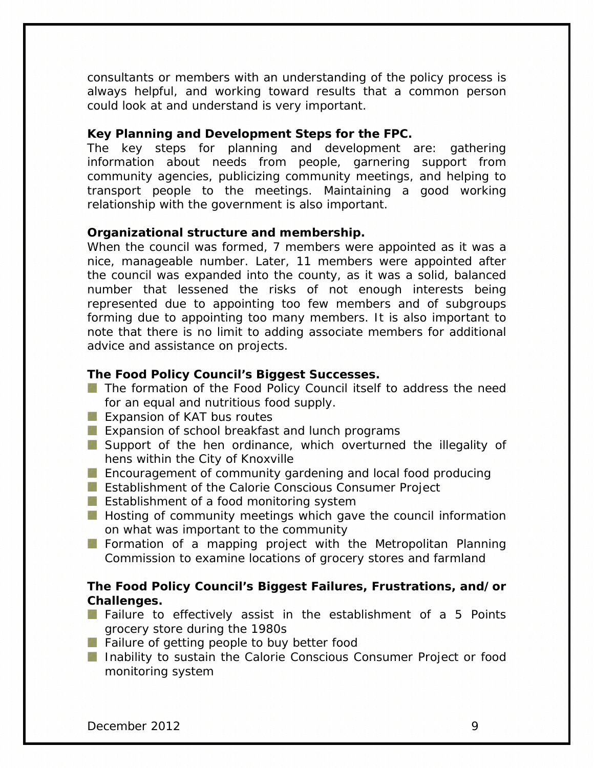consultants or members with an understanding of the policy process is always helpful, and working toward results that a common person could look at and understand is very important.

**Key Planning and Development Steps for the FPC.**

The key steps for planning and development are: gathering information about needs from people, garnering support from community agencies, publicizing community meetings, and helping to transport people to the meetings. Maintaining a good working relationship with the government is also important.

**Organizational structure and membership.**

When the council was formed, 7 members were appointed as it was a nice, manageable number. Later, 11 members were appointed after the council was expanded into the county, as it was a solid, balanced number that lessened the risks of not enough interests being represented due to appointing too few members and of subgroups forming due to appointing too many members. It is also important to note that there is no limit to adding associate members for additional advice and assistance on projects.

**The Food Policy Council's Biggest Successes.**

- The formation of the Food Policy Council itself to address the need for an equal and nutritious food supply.
- Expansion of KAT bus routes
- Expansion of school breakfast and lunch programs
- Support of the hen ordinance, which overturned the illegality of hens within the City of Knoxville
- Encouragement of community gardening and local food producing
- Establishment of the Calorie Conscious Consumer Project
- Establishment of a food monitoring system
- Hosting of community meetings which gave the council information on what was important to the community
- Formation of a mapping project with the Metropolitan Planning Commission to examine locations of grocery stores and farmland

**The Food Policy Council's Biggest Failures, Frustrations, and/or Challenges.**

- Failure to effectively assist in the establishment of a 5 Points grocery store during the 1980s
- Failure of getting people to buy better food
- Inability to sustain the Calorie Conscious Consumer Project or food monitoring system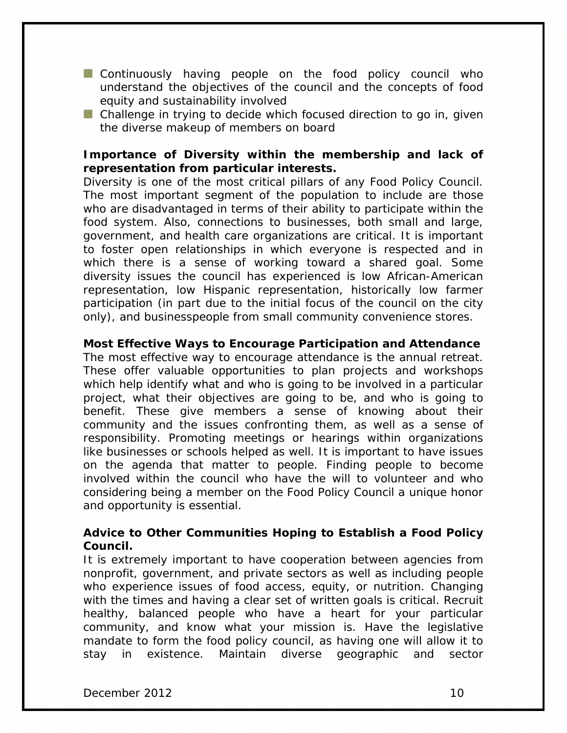- Continuously having people on the food policy council who understand the objectives of the council and the concepts of food equity and sustainability involved
- Challenge in trying to decide which focused direction to go in, given the diverse makeup of members on board

**Importance of Diversity within the membership and lack of representation from particular interests.**

Diversity is one of the most critical pillars of any Food Policy Council. The most important segment of the population to include are those who are disadvantaged in terms of their ability to participate within the food system. Also, connections to businesses, both small and large, government, and health care organizations are critical. It is important to foster open relationships in which everyone is respected and in which there is a sense of working toward a shared goal. Some diversity issues the council has experienced is low African-American representation, low Hispanic representation, historically low farmer participation (in part due to the initial focus of the council on the city only), and businesspeople from small community convenience stores.

**Most Effective Ways to Encourage Participation and Attendance**

The most effective way to encourage attendance is the annual retreat. These offer valuable opportunities to plan projects and workshops which help identify what and who is going to be involved in a particular project, what their objectives are going to be, and who is going to benefit. These give members a sense of knowing about their community and the issues confronting them, as well as a sense of responsibility. Promoting meetings or hearings within organizations like businesses or schools helped as well. It is important to have issues on the agenda that matter to people. Finding people to become involved within the council who have the will to volunteer and who considering being a member on the Food Policy Council a unique honor and opportunity is essential.

**Advice to Other Communities Hoping to Establish a Food Policy Council.**

It is extremely important to have cooperation between agencies from nonprofit, government, and private sectors as well as including people who experience issues of food access, equity, or nutrition. Changing with the times and having a clear set of written goals is critical. Recruit healthy, balanced people who have a heart for your particular community, and know what your mission is. Have the legislative mandate to form the food policy council, as having one will allow it to stay in existence. Maintain diverse geographic and sector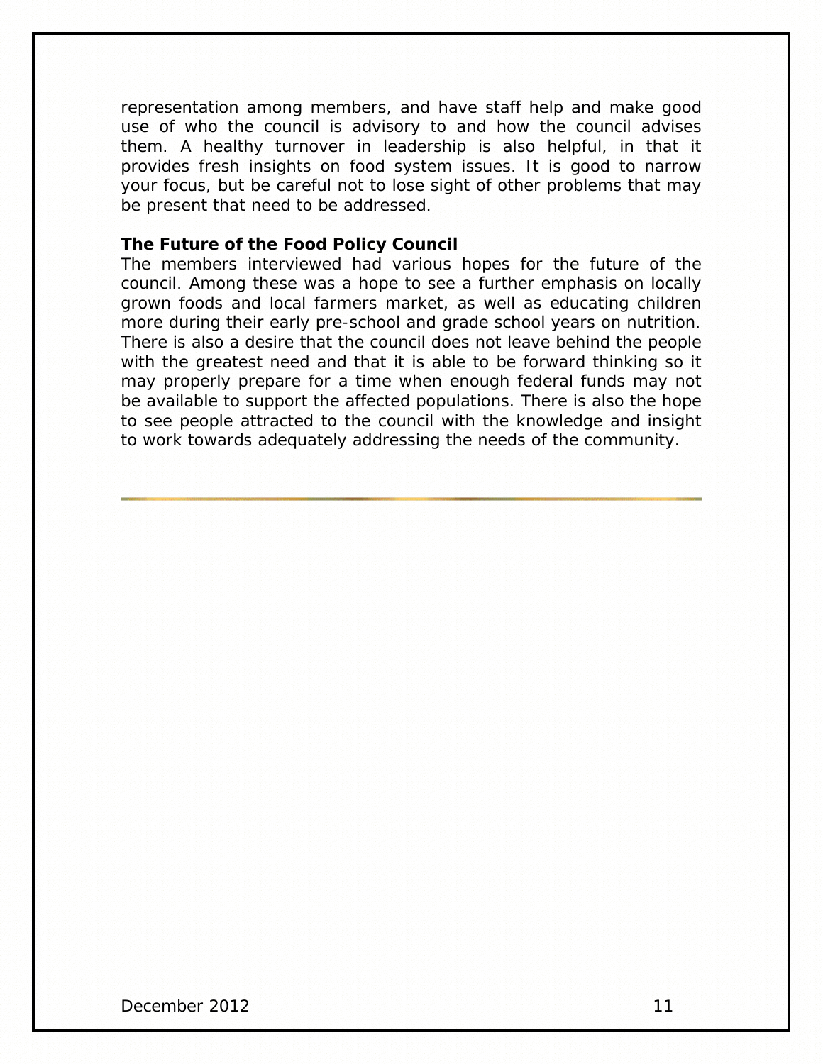representation among members, and have staff help and make good use of who the council is advisory to and how the council advises them. A healthy turnover in leadership is also helpful, in that it provides fresh insights on food system issues. It is good to narrow your focus, but be careful not to lose sight of other problems that may be present that need to be addressed.

**The Future of the Food Policy Council**

The members interviewed had various hopes for the future of the council. Among these was a hope to see a further emphasis on locally grown foods and local farmers market, as well as educating children more during their early pre-school and grade school years on nutrition. There is also a desire that the council does not leave behind the people with the greatest need and that it is able to be forward thinking so it may properly prepare for a time when enough federal funds may not be available to support the affected populations. There is also the hope to see people attracted to the council with the knowledge and insight to work towards adequately addressing the needs of the community.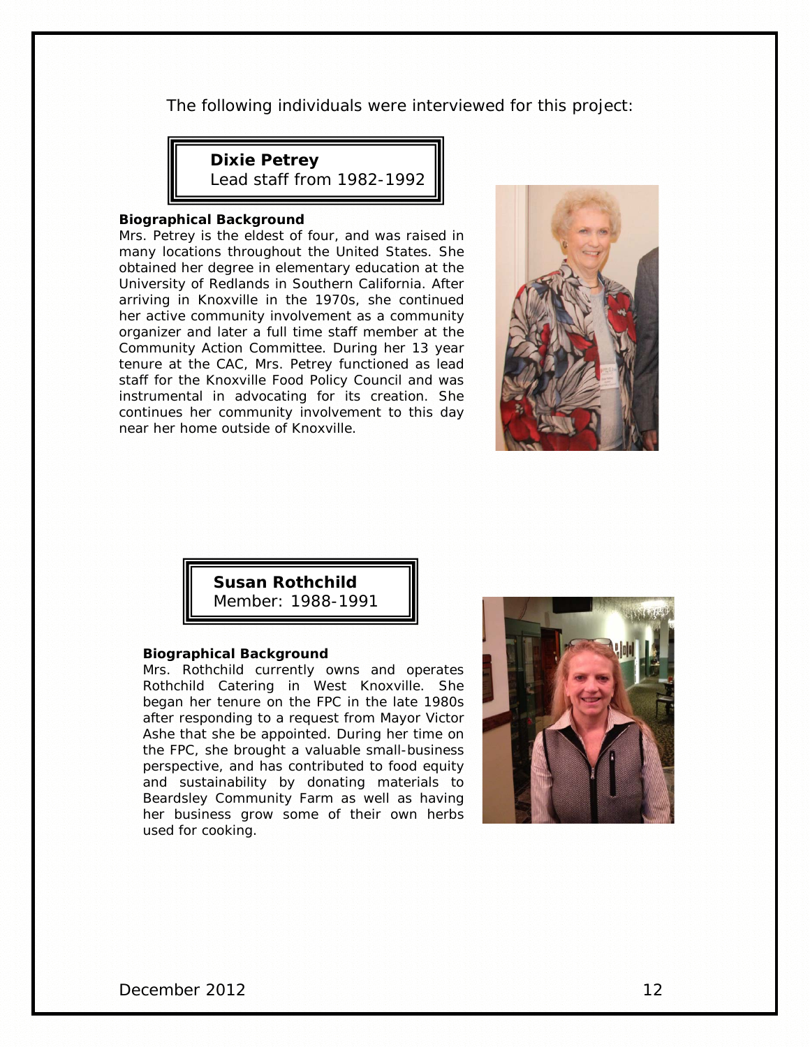The following individuals were interviewed for this project:

**Dixie Petrey**
Lead staff from 1982-1992

**Biographical Background**

Mrs. Petrey is the eldest of four, and was raised in many locations throughout the United States. She obtained her degree in elementary education at the University of Redlands in Southern California. After arriving in Knoxville in the 1970s, she continued her active community involvement as a community organizer and later a full time staff member at the Community Action Committee. During her 13 year tenure at the CAC, Mrs. Petrey functioned as lead staff for the Knoxville Food Policy Council and was instrumental in advocating for its creation. She continues her community involvement to this day near her home outside of Knoxville.

**Susan Rothchild**
Member: 1988-1991

**Biographical Background**

Mrs. Rothchild currently owns and operates Rothchild Catering in West Knoxville. She began her tenure on the FPC in the late 1980s after responding to a request from Mayor Victor Ashe that she be appointed. During her time on the FPC, she brought a valuable small-business perspective, and has contributed to food equity and sustainability by donating materials to Beardsley Community Farm as well as having her business grow some of their own herbs used for cooking.

December 2012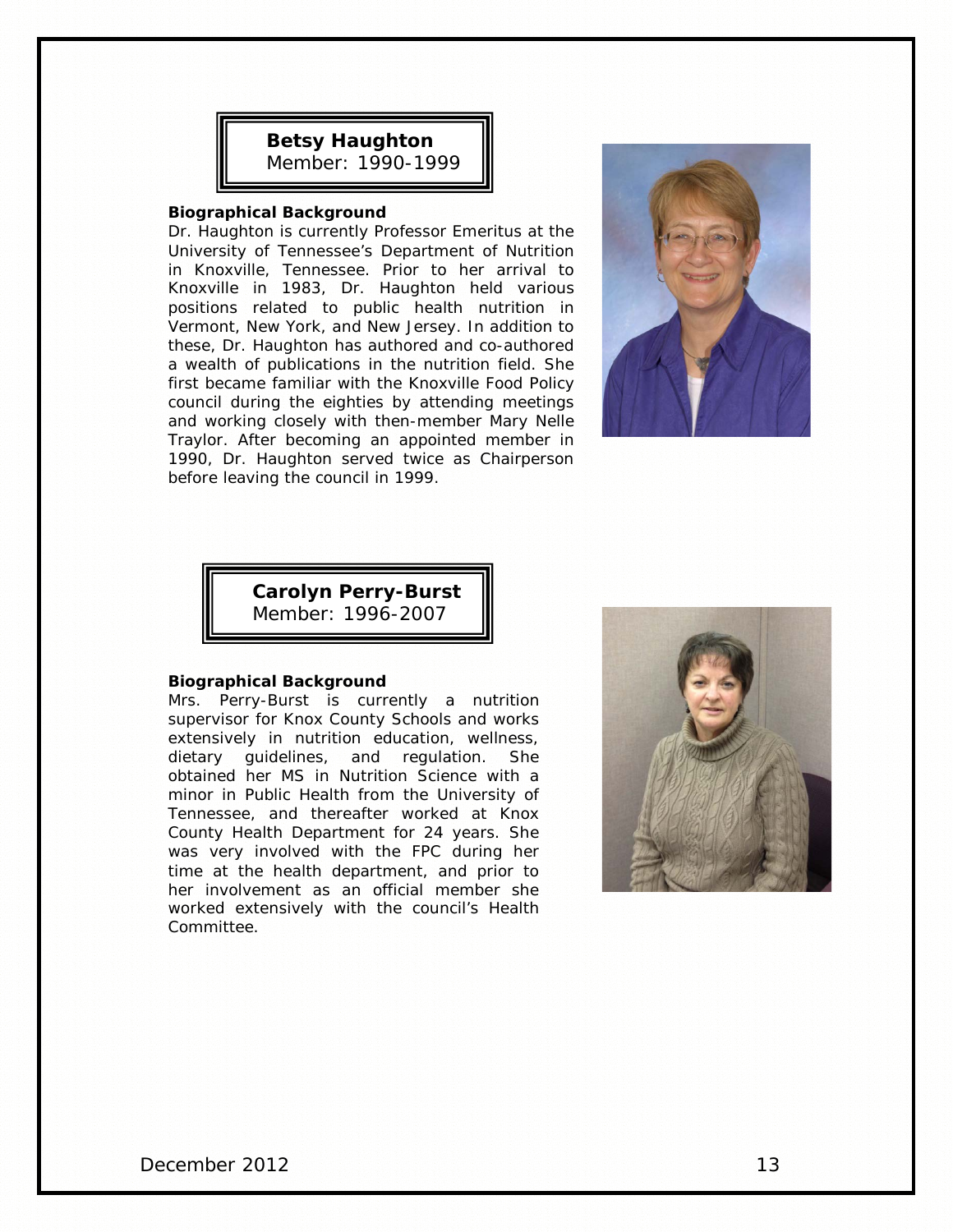**Betsy Haughton**
Member: 1990-1999

**Biographical Background**
Dr. Haughton is currently Professor Emeritus at the University of Tennessee's Department of Nutrition in Knoxville, Tennessee. Prior to her arrival to Knoxville in 1983, Dr. Haughton held various positions related to public health nutrition in Vermont, New York, and New Jersey. In addition to these, Dr. Haughton has authored and co-authored a wealth of publications in the nutrition field. She first became familiar with the Knoxville Food Policy council during the eighties by attending meetings and working closely with then-member Mary Nelle Traylor. After becoming an appointed member in 1990, Dr. Haughton served twice as Chairperson before leaving the council in 1999.

**Carolyn Perry-Burst**
Member: 1996-2007

**Biographical Background**
Mrs. Perry-Burst is currently a nutrition supervisor for Knox County Schools and works extensively in nutrition education, wellness, dietary guidelines, and regulation. She obtained her MS in Nutrition Science with a minor in Public Health from the University of Tennessee, and thereafter worked at Knox County Health Department for 24 years. She was very involved with the FPC during her time at the health department, and prior to her involvement as an official member she worked extensively with the council's Health Committee.

December 2012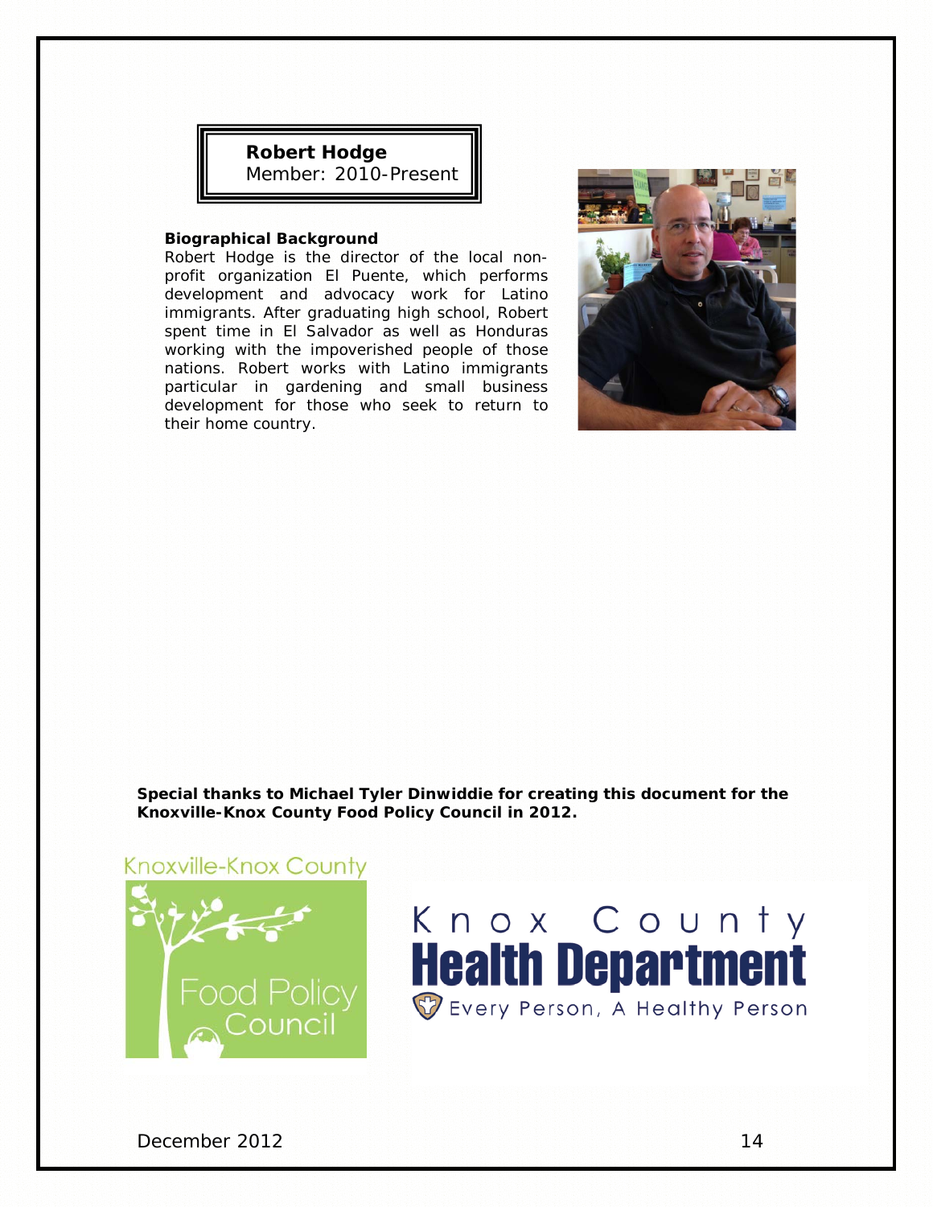**Robert Hodge**
Member: 2010-Present

**Biographical Background**

Robert Hodge is the director of the local non-profit organization El Puente, which performs development and advocacy work for Latino immigrants. After graduating high school, Robert spent time in El Salvador as well as Honduras working with the impoverished people of those nations. Robert works with Latino immigrants particular in gardening and small business development for those who seek to return to their home country.

**Special thanks to Michael Tyler Dinwiddie for creating this document for the Knoxville-Knox County Food Policy Council in 2012.**

Knoxville-Knox County Food Policy Council

Knox County Health Department
Every Person, A Healthy Person

December 2012